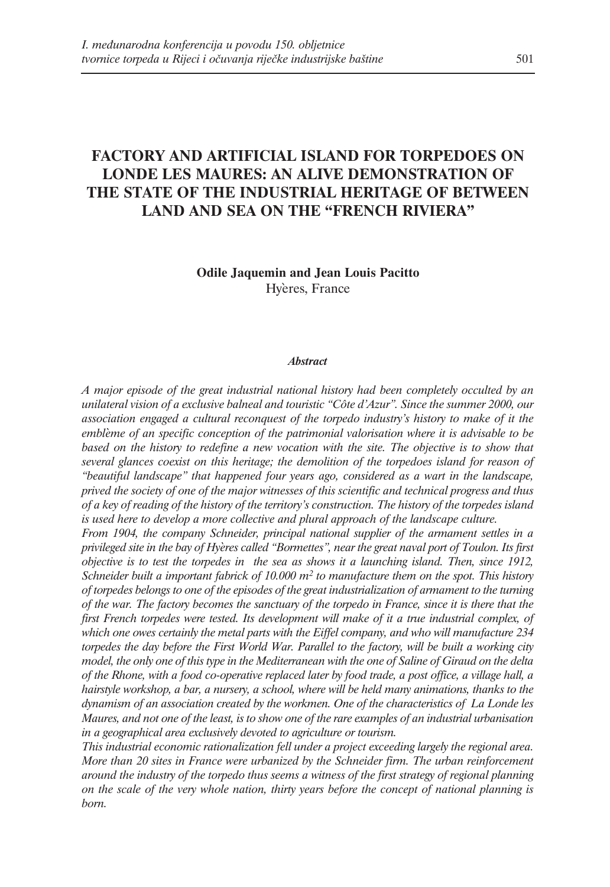# FACTORY AND ARTIFICIAL ISLAND FOR TORPEDOES ON LONDE LES MAURES: AN ALIVE DEMONSTRATION OF THE STATE OF THE INDUSTRIAL HERITAGE OF BETWEEN LAND AND SEA ON THE "FRENCH RIVIERA"

**Odile Jaquemin and Jean Louis Pacitto**
Hyères, France

***Abstract***

*A major episode of the great industrial national history had been completely occulted by an unilateral vision of a exclusive balneal and touristic "Côte d'Azur". Since the summer 2000, our association engaged a cultural reconquest of the torpedo industry's history to make of it the emblème of an specific conception of the patrimonial valorisation where it is advisable to be based on the history to redefine a new vocation with the site. The objective is to show that several glances coexist on this heritage; the demolition of the torpedoes island for reason of "beautiful landscape" that happened four years ago, considered as a wart in the landscape, prived the society of one of the major witnesses of this scientific and technical progress and thus of a key of reading of the history of the territory's construction. The history of the torpedes island is used here to develop a more collective and plural approach of the landscape culture.*

*From 1904, the company Schneider, principal national supplier of the armament settles in a privileged site in the bay of Hyères called "Bormettes", near the great naval port of Toulon. Its first objective is to test the torpedes in the sea as shows it a launching island. Then, since 1912, Schneider built a important fabrick of 10.000 m² to manufacture them on the spot. This history of torpedes belongs to one of the episodes of the great industrialization of armament to the turning of the war. The factory becomes the sanctuary of the torpedo in France, since it is there that the first French torpedes were tested. Its development will make of it a true industrial complex, of which one owes certainly the metal parts with the Eiffel company, and who will manufacture 234 torpedes the day before the First World War. Parallel to the factory, will be built a working city model, the only one of this type in the Mediterranean with the one of Saline of Giraud on the delta of the Rhone, with a food co-operative replaced later by food trade, a post office, a village hall, a hairstyle workshop, a bar, a nursery, a school, where will be held many animations, thanks to the dynamism of an association created by the workmen. One of the characteristics of La Londe les Maures, and not one of the least, is to show one of the rare examples of an industrial urbanisation in a geographical area exclusively devoted to agriculture or tourism.*

*This industrial economic rationalization fell under a project exceeding largely the regional area. More than 20 sites in France were urbanized by the Schneider firm. The urban reinforcement around the industry of the torpedo thus seems a witness of the first strategy of regional planning on the scale of the very whole nation, thirty years before the concept of national planning is born.*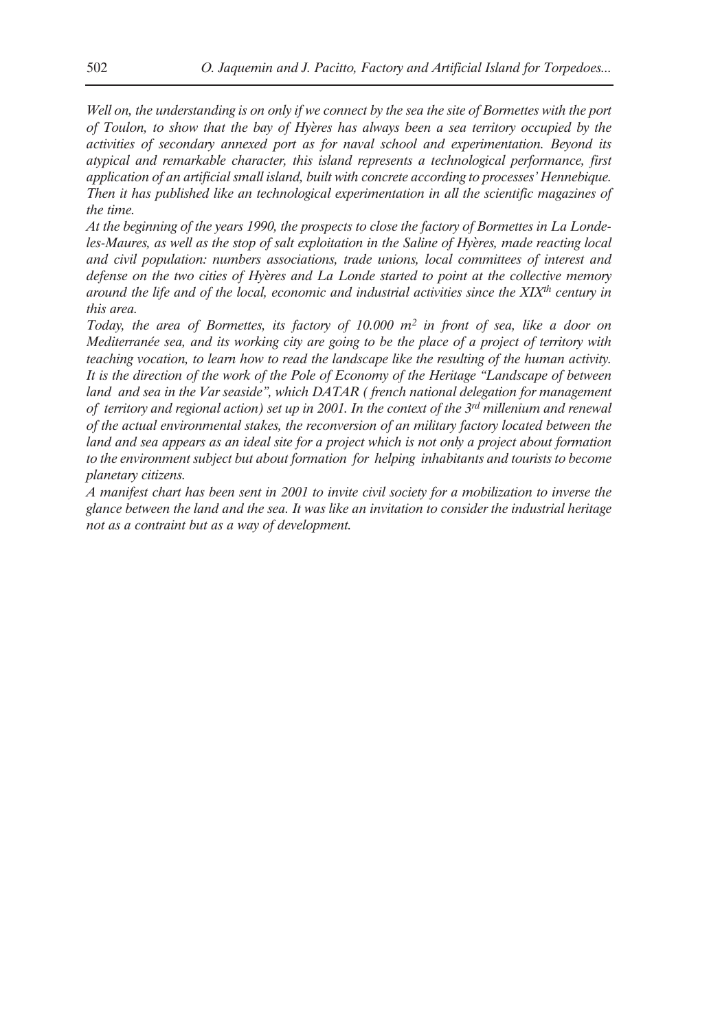*Well on, the understanding is on only if we connect by the sea the site of Bormettes with the port of Toulon, to show that the bay of Hyères has always been a sea territory occupied by the activities of secondary annexed port as for naval school and experimentation. Beyond its atypical and remarkable character, this island represents a technological performance, first application of an artificial small island, built with concrete according to processes' Hennebique. Then it has published like an technological experimentation in all the scientific magazines of the time.*

*At the beginning of the years 1990, the prospects to close the factory of Bormettes in La Londe-les-Maures, as well as the stop of salt exploitation in the Saline of Hyères, made reacting local and civil population: numbers associations, trade unions, local committees of interest and defense on the two cities of Hyères and La Londe started to point at the collective memory around the life and of the local, economic and industrial activities since the XIX$^{th}$ century in this area.*

*Today, the area of Bormettes, its factory of 10.000 m$^2$ in front of sea, like a door on Mediterranée sea, and its working city are going to be the place of a project of territory with teaching vocation, to learn how to read the landscape like the resulting of the human activity. It is the direction of the work of the Pole of Economy of the Heritage "Landscape of between land and sea in the Var seaside", which DATAR ( french national delegation for management of territory and regional action) set up in 2001. In the context of the 3$^{rd}$ millenium and renewal of the actual environmental stakes, the reconversion of an military factory located between the land and sea appears as an ideal site for a project which is not only a project about formation to the environment subject but about formation for helping inhabitants and tourists to become planetary citizens.*

*A manifest chart has been sent in 2001 to invite civil society for a mobilization to inverse the glance between the land and the sea. It was like an invitation to consider the industrial heritage not as a contraint but as a way of development.*